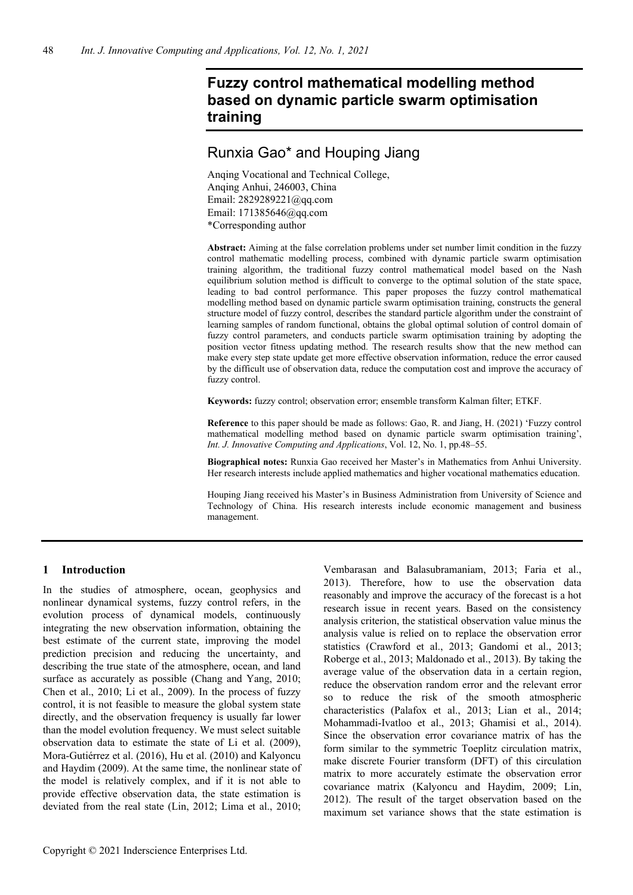# Fuzzy control mathematical modelling method based on dynamic particle swarm optimisation training

## Runxia Gao* and Houping Jiang

Anqing Vocational and Technical College,
Anqing Anhui, 246003, China
Email: 2829289221@qq.com
Email: 171385646@qq.com
*Corresponding author

**Abstract:** Aiming at the false correlation problems under set number limit condition in the fuzzy control mathematic modelling process, combined with dynamic particle swarm optimisation training algorithm, the traditional fuzzy control mathematical model based on the Nash equilibrium solution method is difficult to converge to the optimal solution of the state space, leading to bad control performance. This paper proposes the fuzzy control mathematical modelling method based on dynamic particle swarm optimisation training, constructs the general structure model of fuzzy control, describes the standard particle algorithm under the constraint of learning samples of random functional, obtains the global optimal solution of control domain of fuzzy control parameters, and conducts particle swarm optimisation training by adopting the position vector fitness updating method. The research results show that the new method can make every step state update get more effective observation information, reduce the error caused by the difficult use of observation data, reduce the computation cost and improve the accuracy of fuzzy control.

**Keywords:** fuzzy control; observation error; ensemble transform Kalman filter; ETKF.

**Reference** to this paper should be made as follows: Gao, R. and Jiang, H. (2021) 'Fuzzy control mathematical modelling method based on dynamic particle swarm optimisation training', *Int. J. Innovative Computing and Applications*, Vol. 12, No. 1, pp.48–55.

**Biographical notes:** Runxia Gao received her Master's in Mathematics from Anhui University. Her research interests include applied mathematics and higher vocational mathematics education.

Houping Jiang received his Master's in Business Administration from University of Science and Technology of China. His research interests include economic management and business management.

## 1 Introduction

In the studies of atmosphere, ocean, geophysics and nonlinear dynamical systems, fuzzy control refers, in the evolution process of dynamical models, continuously integrating the new observation information, obtaining the best estimate of the current state, improving the model prediction precision and reducing the uncertainty, and describing the true state of the atmosphere, ocean, and land surface as accurately as possible (Chang and Yang, 2010; Chen et al., 2010; Li et al., 2009). In the process of fuzzy control, it is not feasible to measure the global system state directly, and the observation frequency is usually far lower than the model evolution frequency. We must select suitable observation data to estimate the state of Li et al. (2009), Mora-Gutiérrez et al. (2016), Hu et al. (2010) and Kalyoncu and Haydim (2009). At the same time, the nonlinear state of the model is relatively complex, and if it is not able to provide effective observation data, the state estimation is deviated from the real state (Lin, 2012; Lima et al., 2010; Vembarasan and Balasubramaniam, 2013; Faria et al., 2013). Therefore, how to use the observation data reasonably and improve the accuracy of the forecast is a hot research issue in recent years. Based on the consistency analysis criterion, the statistical observation value minus the analysis value is relied on to replace the observation error statistics (Crawford et al., 2013; Gandomi et al., 2013; Roberge et al., 2013; Maldonado et al., 2013). By taking the average value of the observation data in a certain region, reduce the observation random error and the relevant error so to reduce the risk of the smooth atmospheric characteristics (Palafox et al., 2013; Lian et al., 2014; Mohammadi-Ivatloo et al., 2013; Ghamisi et al., 2014). Since the observation error covariance matrix of has the form similar to the symmetric Toeplitz circulation matrix, make discrete Fourier transform (DFT) of this circulation matrix to more accurately estimate the observation error covariance matrix (Kalyoncu and Haydim, 2009; Lin, 2012). The result of the target observation based on the maximum set variance shows that the state estimation is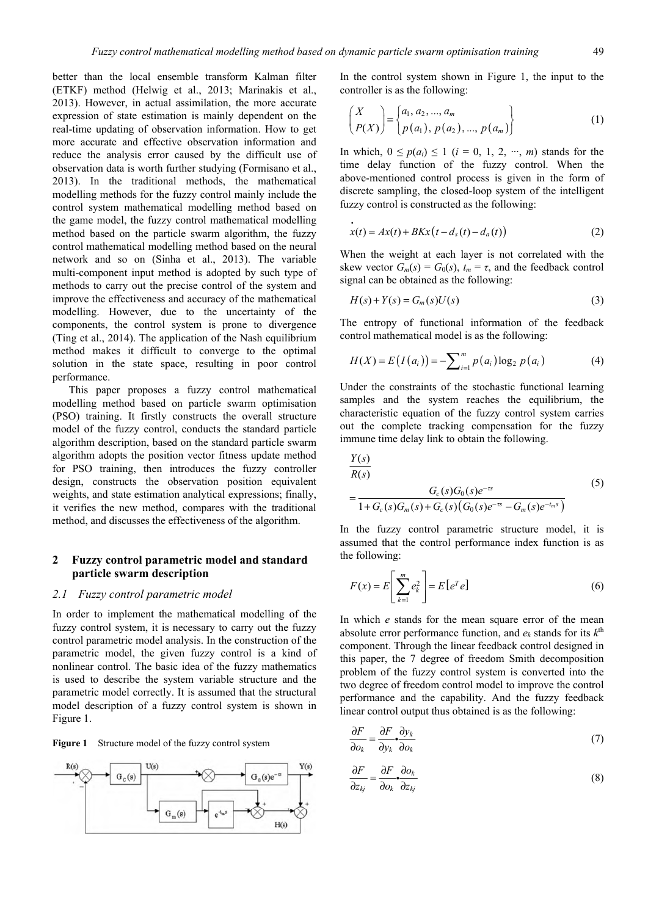better than the local ensemble transform Kalman filter (ETKF) method (Helwig et al., 2013; Marinakis et al., 2013). However, in actual assimilation, the more accurate expression of state estimation is mainly dependent on the real-time updating of observation information. How to get more accurate and effective observation information and reduce the analysis error caused by the difficult use of observation data is worth further studying (Formisano et al., 2013). In the traditional methods, the mathematical modelling methods for the fuzzy control mainly include the control system mathematical modelling method based on the game model, the fuzzy control mathematical modelling method based on the particle swarm algorithm, the fuzzy control mathematical modelling method based on the neural network and so on (Sinha et al., 2013). The variable multi-component input method is adopted by such type of methods to carry out the precise control of the system and improve the effectiveness and accuracy of the mathematical modelling. However, due to the uncertainty of the components, the control system is prone to divergence (Ting et al., 2014). The application of the Nash equilibrium method makes it difficult to converge to the optimal solution in the state space, resulting in poor control performance.

This paper proposes a fuzzy control mathematical modelling method based on particle swarm optimisation (PSO) training. It firstly constructs the overall structure model of the fuzzy control, conducts the standard particle algorithm description, based on the standard particle swarm algorithm adopts the position vector fitness update method for PSO training, then introduces the fuzzy controller design, constructs the observation position equivalent weights, and state estimation analytical expressions; finally, it verifies the new method, compares with the traditional method, and discusses the effectiveness of the algorithm.

## 2 Fuzzy control parametric model and standard particle swarm description

### 2.1 Fuzzy control parametric model

In order to implement the mathematical modelling of the fuzzy control system, it is necessary to carry out the fuzzy control parametric model analysis. In the construction of the parametric model, the given fuzzy control is a kind of nonlinear control. The basic idea of the fuzzy mathematics is used to describe the system variable structure and the parametric model correctly. It is assumed that the structural model description of a fuzzy control system is shown in Figure 1.

**Figure 1** Structure model of the fuzzy control system

In the control system shown in Figure 1, the input to the controller is as the following:

$$\begin{pmatrix} X \\ P(X) \end{pmatrix} = \begin{Bmatrix} a_1, a_2, ..., a_m \\ p(a_1), p(a_2), ..., p(a_m) \end{Bmatrix} \tag{1}$$

In which, $0 \leq p(a_i) \leq 1$ ($i = 0, 1, 2, \cdots, m$) stands for the time delay function of the fuzzy control. When the above-mentioned control process is given in the form of discrete sampling, the closed-loop system of the intelligent fuzzy control is constructed as the following:

$$\dot{x}(t) = Ax(t) + BKx\left(t - d_s(t) - d_a(t)\right) \tag{2}$$

When the weight at each layer is not correlated with the skew vector $G_m(s) = G_0(s)$, $t_m = \tau$, and the feedback control signal can be obtained as the following:

$$H(s) + Y(s) = G_m(s)U(s) \tag{3}$$

The entropy of functional information of the feedback control mathematical model is as the following:

$$H(X) = E\left(I(a_i)\right) = -\sum_{i=1}^{m} p(a_i)\log_2 p(a_i) \tag{4}$$

Under the constraints of the stochastic functional learning samples and the system reaches the equilibrium, the characteristic equation of the fuzzy control system carries out the complete tracking compensation for the fuzzy immune time delay link to obtain the following.

$$\begin{aligned} &\frac{Y(s)}{R(s)} \\ &= \frac{G_c(s)G_0(s)e^{-\tau s}}{1 + G_c(s)G_m(s) + G_c(s)\left(G_0(s)e^{-\tau s} - G_m(s)e^{-t_m s}\right)} \end{aligned} \tag{5}$$

In the fuzzy control parametric structure model, it is assumed that the control performance index function is as the following:

$$F(x) = E\left[\sum_{k=1}^{m} e_k^2\right] = E\left[e^T e\right] \tag{6}$$

In which $e$ stands for the mean square error of the mean absolute error performance function, and $e_k$ stands for its $k^{\text{th}}$ component. Through the linear feedback control designed in this paper, the 7 degree of freedom Smith decomposition problem of the fuzzy control system is converted into the two degree of freedom control model to improve the control performance and the capability. And the fuzzy feedback linear control output thus obtained is as the following:

$$\frac{\partial F}{\partial o_k} = \frac{\partial F}{\partial y_k} \bullet \frac{\partial y_k}{\partial o_k} \tag{7}$$

$$\frac{\partial F}{\partial z_{kj}} = \frac{\partial F}{\partial o_k} \bullet \frac{\partial o_k}{\partial z_{kj}} \tag{8}$$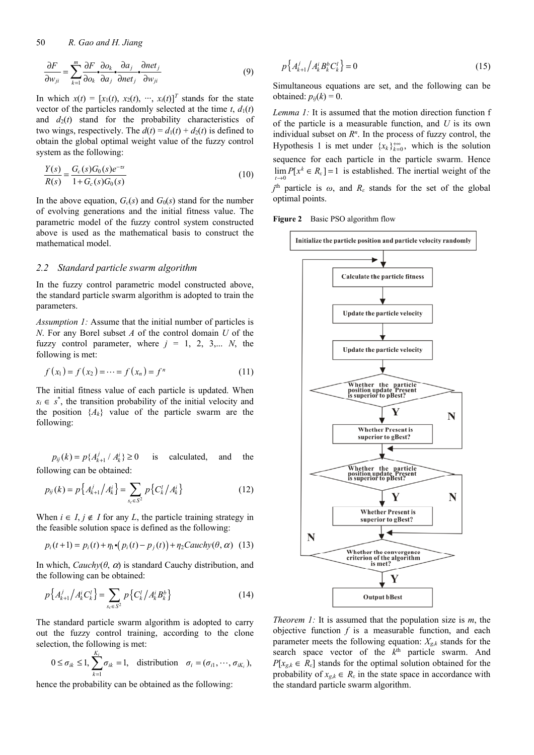$$\frac{\partial F}{\partial w_{ji}} = \sum_{k=1}^{m} \frac{\partial F}{\partial o_k} \bullet \frac{\partial o_k}{\partial a_j} \bullet \frac{\partial a_j}{\partial net_j} \frac{\partial net_j}{\partial w_{ji}} \tag{9}$$

In which $x(t) = [x_1(t), x_2(t), \cdots, x_l(t)]^T$ stands for the state vector of the particles randomly selected at the time $t$, $d_1(t)$ and $d_2(t)$ stand for the probability characteristics of two wings, respectively. The $d(t) = d_1(t) + d_2(t)$ is defined to obtain the global optimal weight value of the fuzzy control system as the following:

$$\frac{Y(s)}{R(s)} = \frac{G_c(s)G_0(s)e^{-\tau s}}{1 + G_c(s)G_0(s)} \tag{10}$$

In the above equation, $G_c(s)$ and $G_0(s)$ stand for the number of evolving generations and the initial fitness value. The parametric model of the fuzzy control system constructed above is used as the mathematical basis to construct the mathematical model.

## 2.2 Standard particle swarm algorithm

In the fuzzy control parametric model constructed above, the standard particle swarm algorithm is adopted to train the parameters.

*Assumption 1:* Assume that the initial number of particles is $N$. For any Borel subset $A$ of the control domain $U$ of the fuzzy control parameter, where $j$ = 1, 2, 3,... $N$, the following is met:

$$f(x_1) = f(x_2) = \cdots = f(x_n) = f^n \tag{11}$$

The initial fitness value of each particle is updated. When $s_i \in s^*$, the transition probability of the initial velocity and the position $\{A_k\}$ value of the particle swarm are the following:

$p_{ij}(k) = p\{A_{k+1}^j / A_k^i\} \geq 0$ is calculated, and the following can be obtained:

$$p_{ij}(k) = p\left\{A_{k+1}^j \middle/ A_k^i\right\} = \sum_{s_c \in S^2} p\left\{C_k^l \middle/ A_k^i\right\} \tag{12}$$

When $i \in I$, $j \notin I$ for any $L$, the particle training strategy in the feasible solution space is defined as the following:

$$p_i(t+1) = p_i(t) + \eta_1 \bullet \left(p_i(t) - p_j(t)\right) + \eta_2 Cauchy(\theta, \alpha) \tag{13}$$

In which, $Cauchy(\theta, \alpha)$ is standard Cauchy distribution, and the following can be obtained:

$$p\left\{A_{k+1}^j \middle/ A_k^i C_k^l\right\} = \sum_{s_c \in S^2} p\left\{C_k^l \middle/ A_k^i B_k^b\right\} \tag{14}$$

The standard particle swarm algorithm is adopted to carry out the fuzzy control training, according to the clone selection, the following is met:

$$0 \leq \sigma_{ik} \leq 1, \sum_{k=1}^{K_i} \sigma_{ik} = 1, \quad \text{distribution} \quad \sigma_i = (\sigma_{i1}, \cdots, \sigma_{iK_i}),$$

hence the probability can be obtained as the following:

$$p\left\{A_{k+1}^j \middle/ A_k^i B_k^b C_k^l\right\} = 0 \tag{15}$$

Simultaneous equations are set, and the following can be obtained: $p_{ij}(k) = 0$.

*Lemma 1:* It is assumed that the motion direction function f of the particle is a measurable function, and $U$ is its own individual subset on $R^n$. In the process of fuzzy control, the Hypothesis 1 is met under $\{x_k\}_{k=0}^{+\infty}$, which is the solution sequence for each particle in the particle swarm. Hence $\lim_{t \to 0} P[x^k \in R_\varepsilon] = 1$ is established. The inertial weight of the $j^{\text{th}}$ particle is $\omega$, and $R_\varepsilon$ stands for the set of the global optimal points.

**Figure 2** Basic PSO algorithm flow

*Theorem 1:* It is assumed that the population size is $m$, the objective function $f$ is a measurable function, and each parameter meets the following equation: $X_{g,k}$ stands for the search space vector of the $k^{\text{th}}$ particle swarm. And $P[x_{g,k} \in R_\varepsilon]$ stands for the optimal solution obtained for the probability of $x_{g,k} \in R_\varepsilon$ in the state space in accordance with the standard particle swarm algorithm.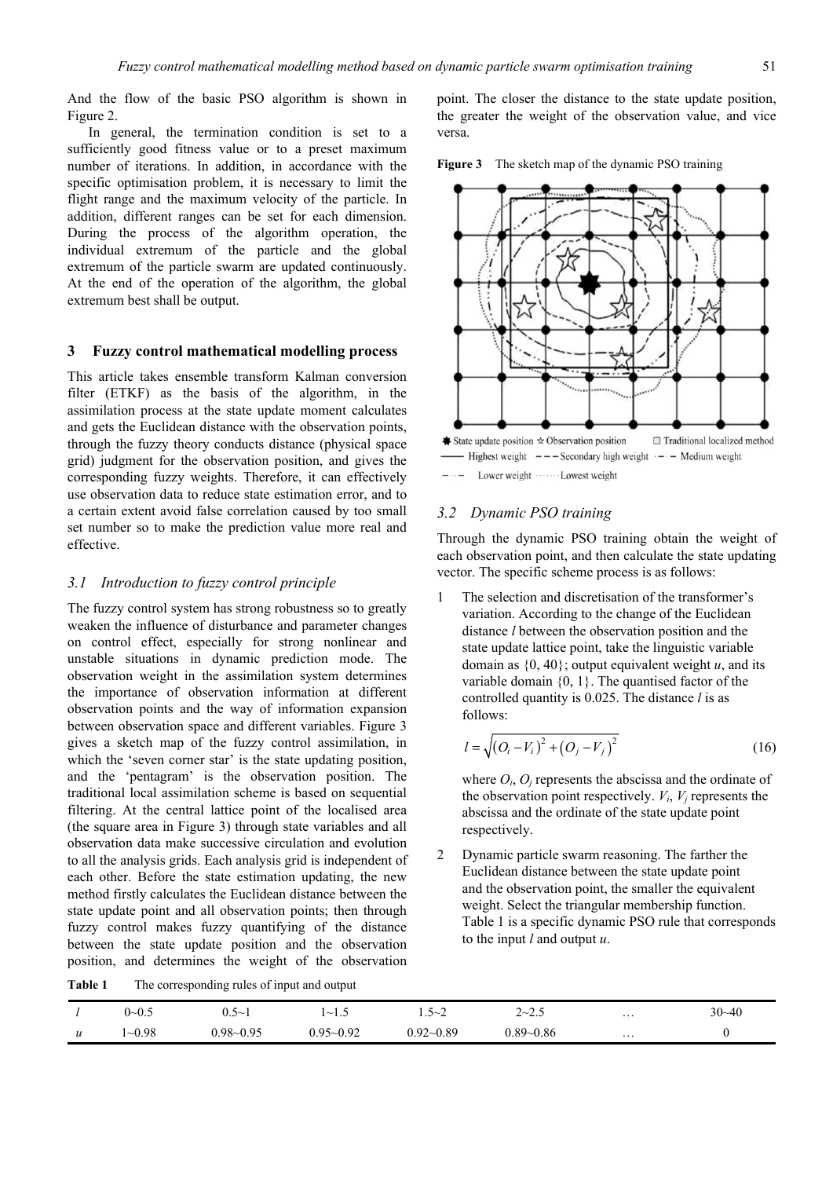And the flow of the basic PSO algorithm is shown in Figure 2.

In general, the termination condition is set to a sufficiently good fitness value or to a preset maximum number of iterations. In addition, in accordance with the specific optimisation problem, it is necessary to limit the flight range and the maximum velocity of the particle. In addition, different ranges can be set for each dimension. During the process of the algorithm operation, the individual extremum of the particle and the global extremum of the particle swarm are updated continuously. At the end of the operation of the algorithm, the global extremum best shall be output.

## 3 Fuzzy control mathematical modelling process

This article takes ensemble transform Kalman conversion filter (ETKF) as the basis of the algorithm, in the assimilation process at the state update moment calculates and gets the Euclidean distance with the observation points, through the fuzzy theory conducts distance (physical space grid) judgment for the observation position, and gives the corresponding fuzzy weights. Therefore, it can effectively use observation data to reduce state estimation error, and to a certain extent avoid false correlation caused by too small set number so to make the prediction value more real and effective.

### 3.1 Introduction to fuzzy control principle

The fuzzy control system has strong robustness so to greatly weaken the influence of disturbance and parameter changes on control effect, especially for strong nonlinear and unstable situations in dynamic prediction mode. The observation weight in the assimilation system determines the importance of observation information at different observation points and the way of information expansion between observation space and different variables. Figure 3 gives a sketch map of the fuzzy control assimilation, in which the 'seven corner star' is the state updating position, and the 'pentagram' is the observation position. The traditional local assimilation scheme is based on sequential filtering. At the central lattice point of the localised area (the square area in Figure 3) through state variables and all observation data make successive circulation and evolution to all the analysis grids. Each analysis grid is independent of each other. Before the state estimation updating, the new method firstly calculates the Euclidean distance between the state update point and all observation points; then through fuzzy control makes fuzzy quantifying of the distance between the state update position and the observation position, and determines the weight of the observation point. The closer the distance to the state update position, the greater the weight of the observation value, and vice versa.

**Figure 3** The sketch map of the dynamic PSO training

### 3.2 Dynamic PSO training

Through the dynamic PSO training obtain the weight of each observation point, and then calculate the state updating vector. The specific scheme process is as follows:

1. The selection and discretisation of the transformer's variation. According to the change of the Euclidean distance $l$ between the observation position and the state update lattice point, take the linguistic variable domain as {0, 40}; output equivalent weight $u$, and its variable domain {0, 1}. The quantised factor of the controlled quantity is 0.025. The distance $l$ is as follows:

$$l = \sqrt{(O_i - V_i)^2 + (O_j - V_j)^2} \tag{16}$$

   where $O_i$, $O_j$ represents the abscissa and the ordinate of the observation point respectively. $V_i$, $V_j$ represents the abscissa and the ordinate of the state update point respectively.

2. Dynamic particle swarm reasoning. The farther the Euclidean distance between the state update point and the observation point, the smaller the equivalent weight. Select the triangular membership function. Table 1 is a specific dynamic PSO rule that corresponds to the input $l$ and output $u$.

**Table 1** The corresponding rules of input and output

| $l$ | 0~0.5 | 0.5~1 | 1~1.5 | 1.5~2 | 2~2.5 | … | 30~40 |
|---|---|---|---|---|---|---|---|
| $u$ | 1~0.98 | 0.98~0.95 | 0.95~0.92 | 0.92~0.89 | 0.89~0.86 | … | 0 |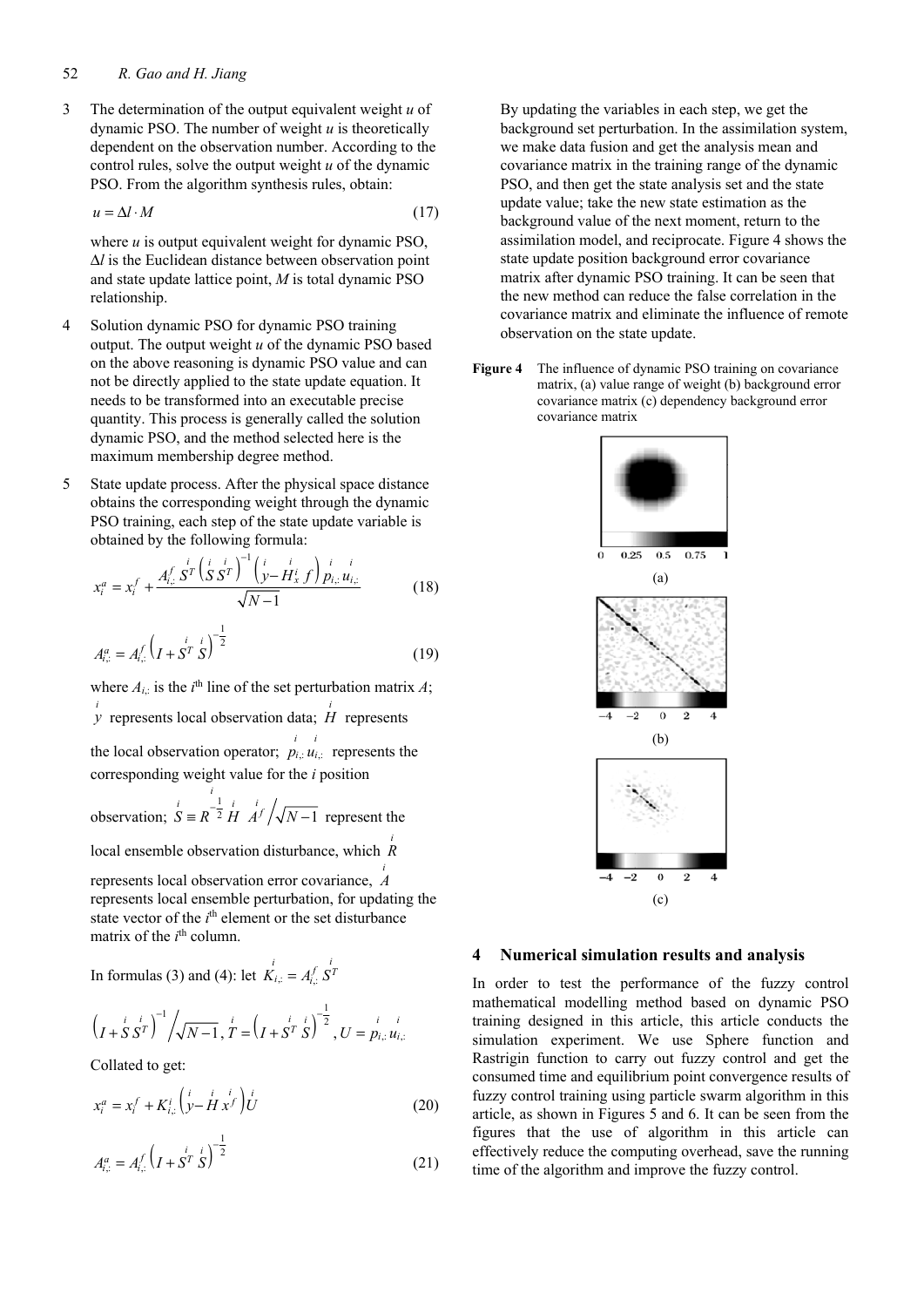3. The determination of the output equivalent weight $u$ of dynamic PSO. The number of weight $u$ is theoretically dependent on the observation number. According to the control rules, solve the output weight $u$ of the dynamic PSO. From the algorithm synthesis rules, obtain:

$$u = \Delta l \cdot M \tag{17}$$

where $u$ is output equivalent weight for dynamic PSO, $\Delta l$ is the Euclidean distance between observation point and state update lattice point, $M$ is total dynamic PSO relationship.

4. Solution dynamic PSO for dynamic PSO training output. The output weight $u$ of the dynamic PSO based on the above reasoning is dynamic PSO value and can not be directly applied to the state update equation. It needs to be transformed into an executable precise quantity. This process is generally called the solution dynamic PSO, and the method selected here is the maximum membership degree method.

5. State update process. After the physical space distance obtains the corresponding weight through the dynamic PSO training, each step of the state update variable is obtained by the following formula:

$$x_i^a = x_i^f + \frac{A_{i,:}^f \overset{i}{S}{}^T \left( \overset{i}{S} \overset{i}{S}{}^T \right)^{-1} \left( \overset{i}{y} - \overset{i}{H_x} f \right) \overset{i}{p}_{i,:} \overset{i}{u}_{i,:}}{\sqrt{N-1}} \tag{18}$$

$$A_{i,:}^a = A_{i,:}^f \left( I + \overset{i}{S}{}^T \overset{i}{S} \right)^{-\frac{1}{2}} \tag{19}$$

where $A_{i,:}$ is the $i^{\text{th}}$ line of the set perturbation matrix $A$; $\overset{i}{y}$ represents local observation data; $\overset{i}{H}$ represents the local observation operator; $\overset{i}{p}_{i,:} \overset{i}{u}_{i,:}$ represents the corresponding weight value for the $i$ position observation; $\overset{i}{S} \equiv \overset{i}{R}{}^{-\frac{1}{2}} \overset{i}{H} \overset{i}{A}{}^f \Big/ \sqrt{N-1}$ represent the local ensemble observation disturbance, which $\overset{i}{R}$ represents local observation error covariance, $\overset{i}{A}$ represents local ensemble perturbation, for updating the state vector of the $i^{\text{th}}$ element or the set disturbance matrix of the $i^{\text{th}}$ column.

In formulas (3) and (4): let $\overset{i}{K}_{i,:} = A_{i,:}^f \overset{i}{S}{}^T$

$\left( I + \overset{i}{S} \overset{i}{S}{}^T \right)^{-1} \Big/ \sqrt{N-1}$, $\overset{i}{T} = \left( I + \overset{i}{S}{}^T \overset{i}{S} \right)^{-\frac{1}{2}}$, $U = \overset{i}{p}_{i,:} \overset{i}{u}_{i,:}$

Collated to get:

$$x_i^a = x_i^f + K_{i,:}^i \left( \overset{i}{y} - \overset{i}{H} \overset{i}{x}{}^f \right) \overset{i}{U} \tag{20}$$

$$A_{i,:}^a = A_{i,:}^f \left( I + \overset{i}{S}{}^T \overset{i}{S} \right)^{-\frac{1}{2}} \tag{21}$$

By updating the variables in each step, we get the background set perturbation. In the assimilation system, we make data fusion and get the analysis mean and covariance matrix in the training range of the dynamic PSO, and then get the state analysis set and the state update value; take the new state estimation as the background value of the next moment, return to the assimilation model, and reciprocate. Figure 4 shows the state update position background error covariance matrix after dynamic PSO training. It can be seen that the new method can reduce the false correlation in the covariance matrix and eliminate the influence of remote observation on the state update.

**Figure 4** The influence of dynamic PSO training on covariance matrix, (a) value range of weight (b) background error covariance matrix (c) dependency background error covariance matrix

## 4 Numerical simulation results and analysis

In order to test the performance of the fuzzy control mathematical modelling method based on dynamic PSO training designed in this article, this article conducts the simulation experiment. We use Sphere function and Rastrigin function to carry out fuzzy control and get the consumed time and equilibrium point convergence results of fuzzy control training using particle swarm algorithm in this article, as shown in Figures 5 and 6. It can be seen from the figures that the use of algorithm in this article can effectively reduce the computing overhead, save the running time of the algorithm and improve the fuzzy control.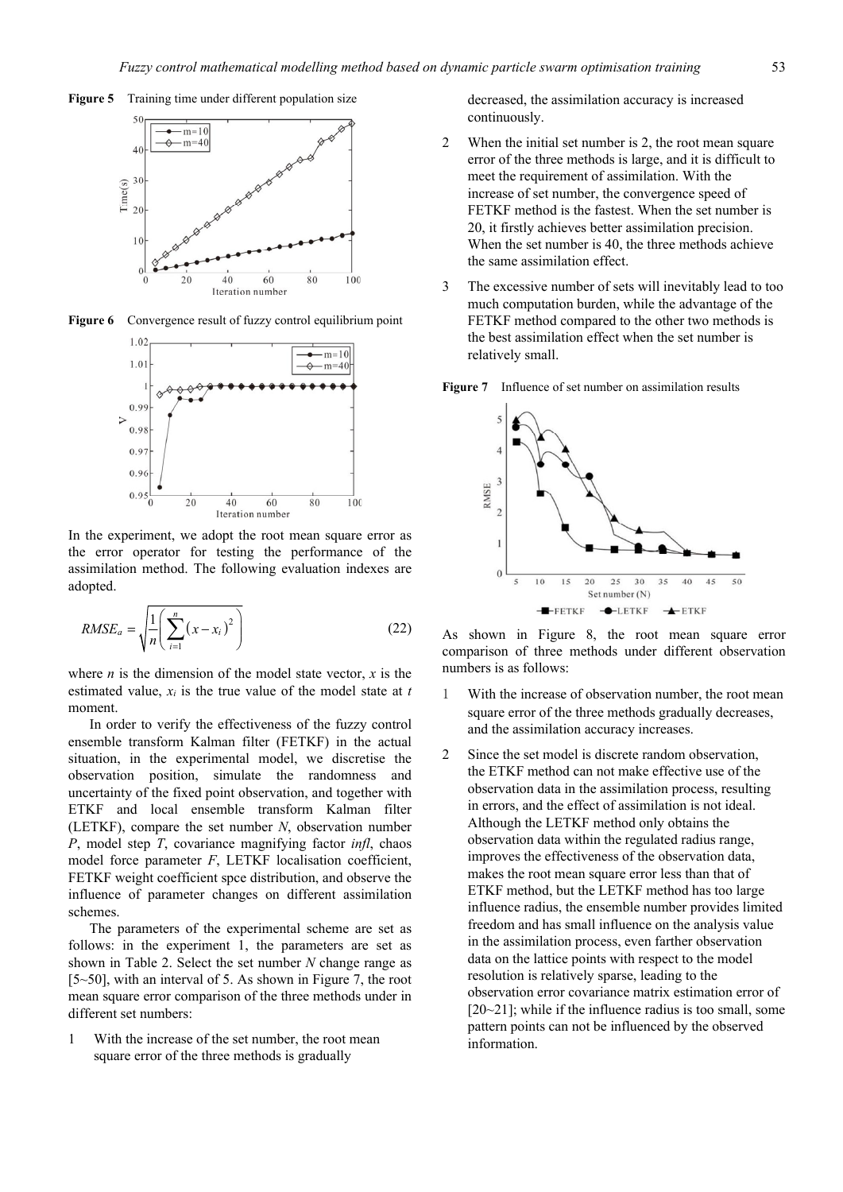**Figure 5** Training time under different population size

**Figure 6** Convergence result of fuzzy control equilibrium point

In the experiment, we adopt the root mean square error as the error operator for testing the performance of the assimilation method. The following evaluation indexes are adopted.

$$RMSE_a = \sqrt{\frac{1}{n}\left(\sum_{i=1}^{n}(x - x_i)^2\right)} \tag{22}$$

where $n$ is the dimension of the model state vector, $x$ is the estimated value, $x_i$ is the true value of the model state at $t$ moment.

In order to verify the effectiveness of the fuzzy control ensemble transform Kalman filter (FETKF) in the actual situation, in the experimental model, we discretise the observation position, simulate the randomness and uncertainty of the fixed point observation, and together with ETKF and local ensemble transform Kalman filter (LETKF), compare the set number $N$, observation number $P$, model step $T$, covariance magnifying factor *infl*, chaos model force parameter $F$, LETKF localisation coefficient, FETKF weight coefficient spce distribution, and observe the influence of parameter changes on different assimilation schemes.

The parameters of the experimental scheme are set as follows: in the experiment 1, the parameters are set as shown in Table 2. Select the set number $N$ change range as [5~50], with an interval of 5. As shown in Figure 7, the root mean square error comparison of the three methods under in different set numbers:

1. With the increase of the set number, the root mean square error of the three methods is gradually decreased, the assimilation accuracy is increased continuously.
2. When the initial set number is 2, the root mean square error of the three methods is large, and it is difficult to meet the requirement of assimilation. With the increase of set number, the convergence speed of FETKF method is the fastest. When the set number is 20, it firstly achieves better assimilation precision. When the set number is 40, the three methods achieve the same assimilation effect.
3. The excessive number of sets will inevitably lead to too much computation burden, while the advantage of the FETKF method compared to the other two methods is the best assimilation effect when the set number is relatively small.

**Figure 7** Influence of set number on assimilation results

As shown in Figure 8, the root mean square error comparison of three methods under different observation numbers is as follows:

1. With the increase of observation number, the root mean square error of the three methods gradually decreases, and the assimilation accuracy increases.
2. Since the set model is discrete random observation, the ETKF method can not make effective use of the observation data in the assimilation process, resulting in errors, and the effect of assimilation is not ideal. Although the LETKF method only obtains the observation data within the regulated radius range, improves the effectiveness of the observation data, makes the root mean square error less than that of ETKF method, but the LETKF method has too large influence radius, the ensemble number provides limited freedom and has small influence on the analysis value in the assimilation process, even farther observation data on the lattice points with respect to the model resolution is relatively sparse, leading to the observation error covariance matrix estimation error of [20~21]; while if the influence radius is too small, some pattern points can not be influenced by the observed information.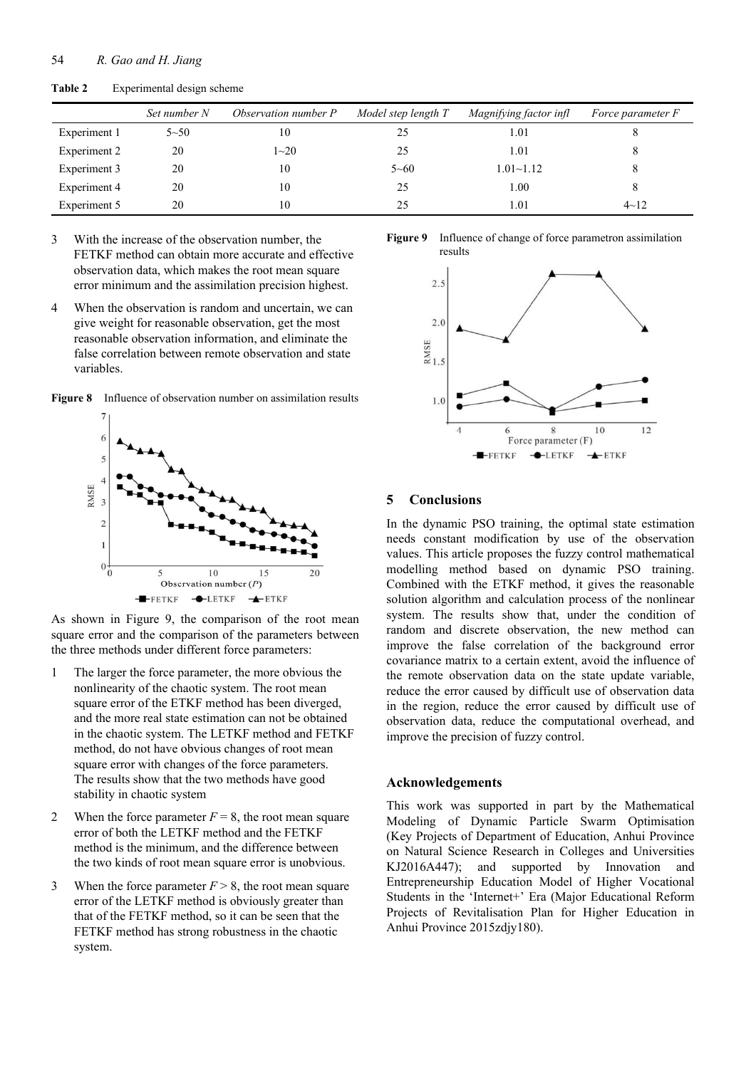**Table 2** Experimental design scheme

| | *Set number N* | *Observation number P* | *Model step length T* | *Magnifying factor infl* | *Force parameter F* |
|---|---|---|---|---|---|
| Experiment 1 | 5~50 | 10 | 25 | 1.01 | 8 |
| Experiment 2 | 20 | 1~20 | 25 | 1.01 | 8 |
| Experiment 3 | 20 | 10 | 5~60 | 1.01~1.12 | 8 |
| Experiment 4 | 20 | 10 | 25 | 1.00 | 8 |
| Experiment 5 | 20 | 10 | 25 | 1.01 | 4~12 |

3 With the increase of the observation number, the FETKF method can obtain more accurate and effective observation data, which makes the root mean square error minimum and the assimilation precision highest.

4 When the observation is random and uncertain, we can give weight for reasonable observation, get the most reasonable observation information, and eliminate the false correlation between remote observation and state variables.

**Figure 8** Influence of observation number on assimilation results

As shown in Figure 9, the comparison of the root mean square error and the comparison of the parameters between the three methods under different force parameters:

1 The larger the force parameter, the more obvious the nonlinearity of the chaotic system. The root mean square error of the ETKF method has been diverged, and the more real state estimation can not be obtained in the chaotic system. The LETKF method and FETKF method, do not have obvious changes of root mean square error with changes of the force parameters. The results show that the two methods have good stability in chaotic system

2 When the force parameter $F = 8$, the root mean square error of both the LETKF method and the FETKF method is the minimum, and the difference between the two kinds of root mean square error is unobvious.

3 When the force parameter $F > 8$, the root mean square error of the LETKF method is obviously greater than that of the FETKF method, so it can be seen that the FETKF method has strong robustness in the chaotic system.

**Figure 9** Influence of change of force parametron assimilation results

## 5 Conclusions

In the dynamic PSO training, the optimal state estimation needs constant modification by use of the observation values. This article proposes the fuzzy control mathematical modelling method based on dynamic PSO training. Combined with the ETKF method, it gives the reasonable solution algorithm and calculation process of the nonlinear system. The results show that, under the condition of random and discrete observation, the new method can improve the false correlation of the background error covariance matrix to a certain extent, avoid the influence of the remote observation data on the state update variable, reduce the error caused by difficult use of observation data in the region, reduce the error caused by difficult use of observation data, reduce the computational overhead, and improve the precision of fuzzy control.

## Acknowledgements

This work was supported in part by the Mathematical Modeling of Dynamic Particle Swarm Optimisation (Key Projects of Department of Education, Anhui Province on Natural Science Research in Colleges and Universities KJ2016A447); and supported by Innovation and Entrepreneurship Education Model of Higher Vocational Students in the 'Internet+' Era (Major Educational Reform Projects of Revitalisation Plan for Higher Education in Anhui Province 2015zdjy180).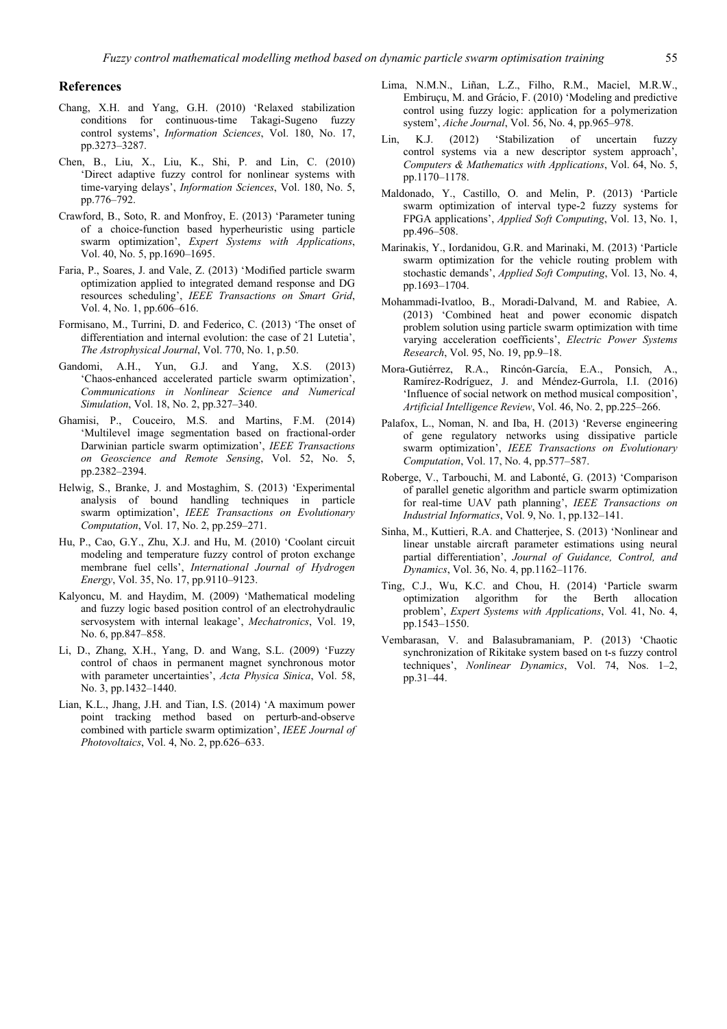## References

Chang, X.H. and Yang, G.H. (2010) 'Relaxed stabilization conditions for continuous-time Takagi-Sugeno fuzzy control systems', *Information Sciences*, Vol. 180, No. 17, pp.3273–3287.

Chen, B., Liu, X., Liu, K., Shi, P. and Lin, C. (2010) 'Direct adaptive fuzzy control for nonlinear systems with time-varying delays', *Information Sciences*, Vol. 180, No. 5, pp.776–792.

Crawford, B., Soto, R. and Monfroy, E. (2013) 'Parameter tuning of a choice-function based hyperheuristic using particle swarm optimization', *Expert Systems with Applications*, Vol. 40, No. 5, pp.1690–1695.

Faria, P., Soares, J. and Vale, Z. (2013) 'Modified particle swarm optimization applied to integrated demand response and DG resources scheduling', *IEEE Transactions on Smart Grid*, Vol. 4, No. 1, pp.606–616.

Formisano, M., Turrini, D. and Federico, C. (2013) 'The onset of differentiation and internal evolution: the case of 21 Lutetia', *The Astrophysical Journal*, Vol. 770, No. 1, p.50.

Gandomi, A.H., Yun, G.J. and Yang, X.S. (2013) 'Chaos-enhanced accelerated particle swarm optimization', *Communications in Nonlinear Science and Numerical Simulation*, Vol. 18, No. 2, pp.327–340.

Ghamisi, P., Couceiro, M.S. and Martins, F.M. (2014) 'Multilevel image segmentation based on fractional-order Darwinian particle swarm optimization', *IEEE Transactions on Geoscience and Remote Sensing*, Vol. 52, No. 5, pp.2382–2394.

Helwig, S., Branke, J. and Mostaghim, S. (2013) 'Experimental analysis of bound handling techniques in particle swarm optimization', *IEEE Transactions on Evolutionary Computation*, Vol. 17, No. 2, pp.259–271.

Hu, P., Cao, G.Y., Zhu, X.J. and Hu, M. (2010) 'Coolant circuit modeling and temperature fuzzy control of proton exchange membrane fuel cells', *International Journal of Hydrogen Energy*, Vol. 35, No. 17, pp.9110–9123.

Kalyoncu, M. and Haydim, M. (2009) 'Mathematical modeling and fuzzy logic based position control of an electrohydraulic servosystem with internal leakage', *Mechatronics*, Vol. 19, No. 6, pp.847–858.

Li, D., Zhang, X.H., Yang, D. and Wang, S.L. (2009) 'Fuzzy control of chaos in permanent magnet synchronous motor with parameter uncertainties', *Acta Physica Sinica*, Vol. 58, No. 3, pp.1432–1440.

Lian, K.L., Jhang, J.H. and Tian, I.S. (2014) 'A maximum power point tracking method based on perturb-and-observe combined with particle swarm optimization', *IEEE Journal of Photovoltaics*, Vol. 4, No. 2, pp.626–633.

Lima, N.M.N., Liñan, L.Z., Filho, R.M., Maciel, M.R.W., Embiruçu, M. and Grácio, F. (2010) 'Modeling and predictive control using fuzzy logic: application for a polymerization system', *Aiche Journal*, Vol. 56, No. 4, pp.965–978.

Lin, K.J. (2012) 'Stabilization of uncertain fuzzy control systems via a new descriptor system approach', *Computers & Mathematics with Applications*, Vol. 64, No. 5, pp.1170–1178.

Maldonado, Y., Castillo, O. and Melin, P. (2013) 'Particle swarm optimization of interval type-2 fuzzy systems for FPGA applications', *Applied Soft Computing*, Vol. 13, No. 1, pp.496–508.

Marinakis, Y., Iordanidou, G.R. and Marinaki, M. (2013) 'Particle swarm optimization for the vehicle routing problem with stochastic demands', *Applied Soft Computing*, Vol. 13, No. 4, pp.1693–1704.

Mohammadi-Ivatloo, B., Moradi-Dalvand, M. and Rabiee, A. (2013) 'Combined heat and power economic dispatch problem solution using particle swarm optimization with time varying acceleration coefficients', *Electric Power Systems Research*, Vol. 95, No. 19, pp.9–18.

Mora-Gutiérrez, R.A., Rincón-García, E.A., Ponsich, A., Ramírez-Rodríguez, J. and Méndez-Gurrola, I.I. (2016) 'Influence of social network on method musical composition', *Artificial Intelligence Review*, Vol. 46, No. 2, pp.225–266.

Palafox, L., Noman, N. and Iba, H. (2013) 'Reverse engineering of gene regulatory networks using dissipative particle swarm optimization', *IEEE Transactions on Evolutionary Computation*, Vol. 17, No. 4, pp.577–587.

Roberge, V., Tarbouchi, M. and Labonté, G. (2013) 'Comparison of parallel genetic algorithm and particle swarm optimization for real-time UAV path planning', *IEEE Transactions on Industrial Informatics*, Vol. 9, No. 1, pp.132–141.

Sinha, M., Kuttieri, R.A. and Chatterjee, S. (2013) 'Nonlinear and linear unstable aircraft parameter estimations using neural partial differentiation', *Journal of Guidance, Control, and Dynamics*, Vol. 36, No. 4, pp.1162–1176.

Ting, C.J., Wu, K.C. and Chou, H. (2014) 'Particle swarm optimization algorithm for the Berth allocation problem', *Expert Systems with Applications*, Vol. 41, No. 4, pp.1543–1550.

Vembarasan, V. and Balasubramaniam, P. (2013) 'Chaotic synchronization of Rikitake system based on t-s fuzzy control techniques', *Nonlinear Dynamics*, Vol. 74, Nos. 1–2, pp.31–44.